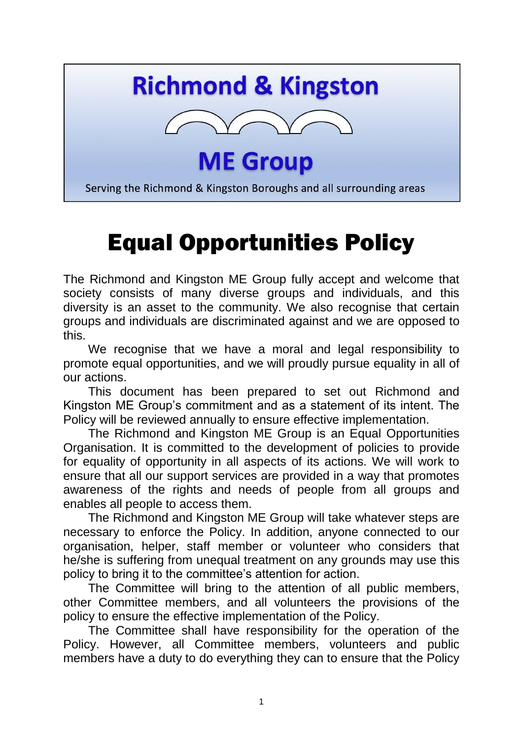**Richmond & Kingston**

**ME Group**

Serving the Richmond & Kingston Boroughs and all surrounding areas

# Equal Opportunities Policy

The Richmond and Kingston ME Group fully accept and welcome that society consists of many diverse groups and individuals, and this diversity is an asset to the community. We also recognise that certain groups and individuals are discriminated against and we are opposed to this.

We recognise that we have a moral and legal responsibility to promote equal opportunities, and we will proudly pursue equality in all of our actions.

This document has been prepared to set out Richmond and Kingston ME Group's commitment and as a statement of its intent. The Policy will be reviewed annually to ensure effective implementation.

The Richmond and Kingston ME Group is an Equal Opportunities Organisation. It is committed to the development of policies to provide for equality of opportunity in all aspects of its actions. We will work to ensure that all our support services are provided in a way that promotes awareness of the rights and needs of people from all groups and enables all people to access them.

The Richmond and Kingston ME Group will take whatever steps are necessary to enforce the Policy. In addition, anyone connected to our organisation, helper, staff member or volunteer who considers that he/she is suffering from unequal treatment on any grounds may use this policy to bring it to the committee's attention for action.

The Committee will bring to the attention of all public members, other Committee members, and all volunteers the provisions of the policy to ensure the effective implementation of the Policy.

The Committee shall have responsibility for the operation of the Policy. However, all Committee members, volunteers and public members have a duty to do everything they can to ensure that the Policy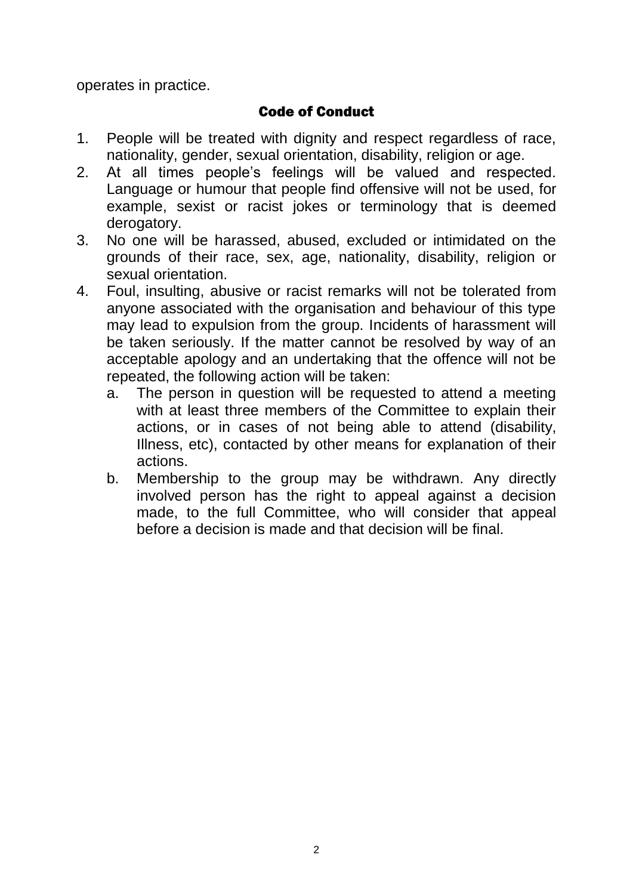operates in practice.

## Code of Conduct

1. People will be treated with dignity and respect regardless of race, nationality, gender, sexual orientation, disability, religion or age.
2. At all times people's feelings will be valued and respected. Language or humour that people find offensive will not be used, for example, sexist or racist jokes or terminology that is deemed derogatory.
3. No one will be harassed, abused, excluded or intimidated on the grounds of their race, sex, age, nationality, disability, religion or sexual orientation.
4. Foul, insulting, abusive or racist remarks will not be tolerated from anyone associated with the organisation and behaviour of this type may lead to expulsion from the group. Incidents of harassment will be taken seriously. If the matter cannot be resolved by way of an acceptable apology and an undertaking that the offence will not be repeated, the following action will be taken:
   a. The person in question will be requested to attend a meeting with at least three members of the Committee to explain their actions, or in cases of not being able to attend (disability, Illness, etc), contacted by other means for explanation of their actions.
   b. Membership to the group may be withdrawn. Any directly involved person has the right to appeal against a decision made, to the full Committee, who will consider that appeal before a decision is made and that decision will be final.